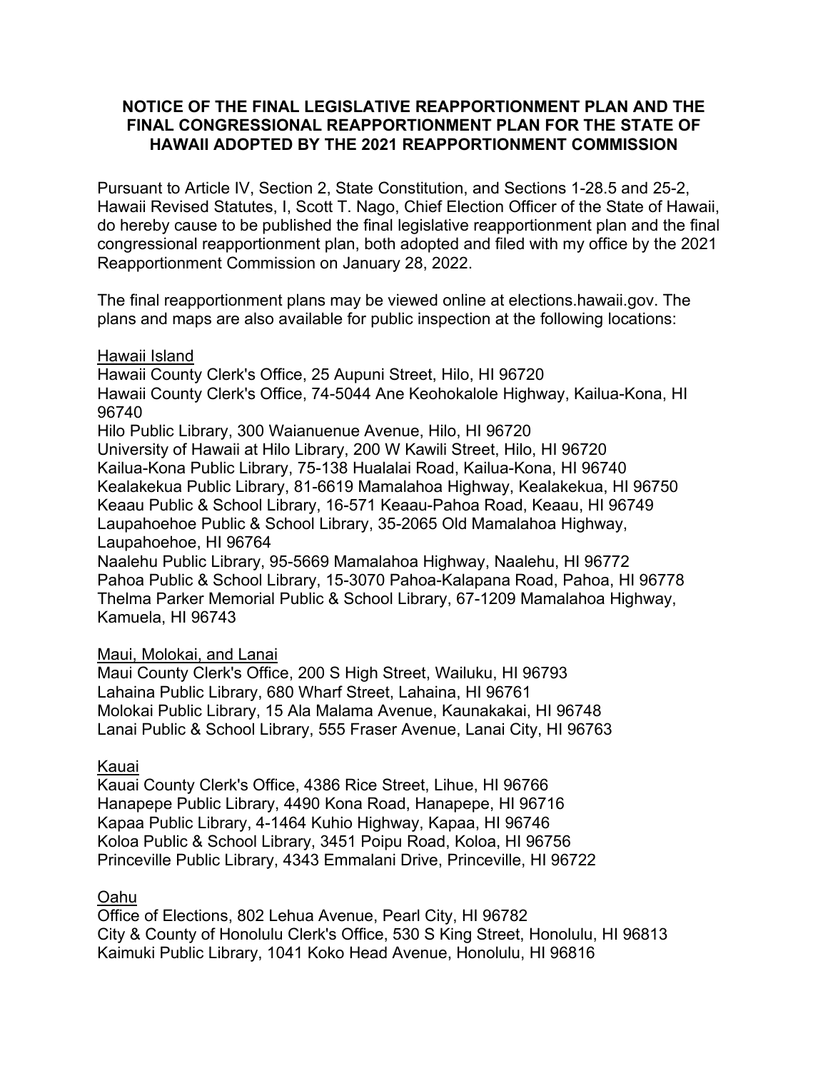**NOTICE OF THE FINAL LEGISLATIVE REAPPORTIONMENT PLAN AND THE FINAL CONGRESSIONAL REAPPORTIONMENT PLAN FOR THE STATE OF HAWAII ADOPTED BY THE 2021 REAPPORTIONMENT COMMISSION**

Pursuant to Article IV, Section 2, State Constitution, and Sections 1-28.5 and 25-2, Hawaii Revised Statutes, I, Scott T. Nago, Chief Election Officer of the State of Hawaii, do hereby cause to be published the final legislative reapportionment plan and the final congressional reapportionment plan, both adopted and filed with my office by the 2021 Reapportionment Commission on January 28, 2022.

The final reapportionment plans may be viewed online at elections.hawaii.gov. The plans and maps are also available for public inspection at the following locations:

<u>Hawaii Island</u>
Hawaii County Clerk's Office, 25 Aupuni Street, Hilo, HI 96720
Hawaii County Clerk's Office, 74-5044 Ane Keohokalole Highway, Kailua-Kona, HI 96740
Hilo Public Library, 300 Waianuenue Avenue, Hilo, HI 96720
University of Hawaii at Hilo Library, 200 W Kawili Street, Hilo, HI 96720
Kailua-Kona Public Library, 75-138 Hualalai Road, Kailua-Kona, HI 96740
Kealakekua Public Library, 81-6619 Mamalahoa Highway, Kealakekua, HI 96750
Keaau Public & School Library, 16-571 Keaau-Pahoa Road, Keaau, HI 96749
Laupahoehoe Public & School Library, 35-2065 Old Mamalahoa Highway, Laupahoehoe, HI 96764
Naalehu Public Library, 95-5669 Mamalahoa Highway, Naalehu, HI 96772
Pahoa Public & School Library, 15-3070 Pahoa-Kalapana Road, Pahoa, HI 96778
Thelma Parker Memorial Public & School Library, 67-1209 Mamalahoa Highway, Kamuela, HI 96743

<u>Maui, Molokai, and Lanai</u>
Maui County Clerk's Office, 200 S High Street, Wailuku, HI 96793
Lahaina Public Library, 680 Wharf Street, Lahaina, HI 96761
Molokai Public Library, 15 Ala Malama Avenue, Kaunakakai, HI 96748
Lanai Public & School Library, 555 Fraser Avenue, Lanai City, HI 96763

<u>Kauai</u>
Kauai County Clerk's Office, 4386 Rice Street, Lihue, HI 96766
Hanapepe Public Library, 4490 Kona Road, Hanapepe, HI 96716
Kapaa Public Library, 4-1464 Kuhio Highway, Kapaa, HI 96746
Koloa Public & School Library, 3451 Poipu Road, Koloa, HI 96756
Princeville Public Library, 4343 Emmalani Drive, Princeville, HI 96722

<u>Oahu</u>
Office of Elections, 802 Lehua Avenue, Pearl City, HI 96782
City & County of Honolulu Clerk's Office, 530 S King Street, Honolulu, HI 96813
Kaimuki Public Library, 1041 Koko Head Avenue, Honolulu, HI 96816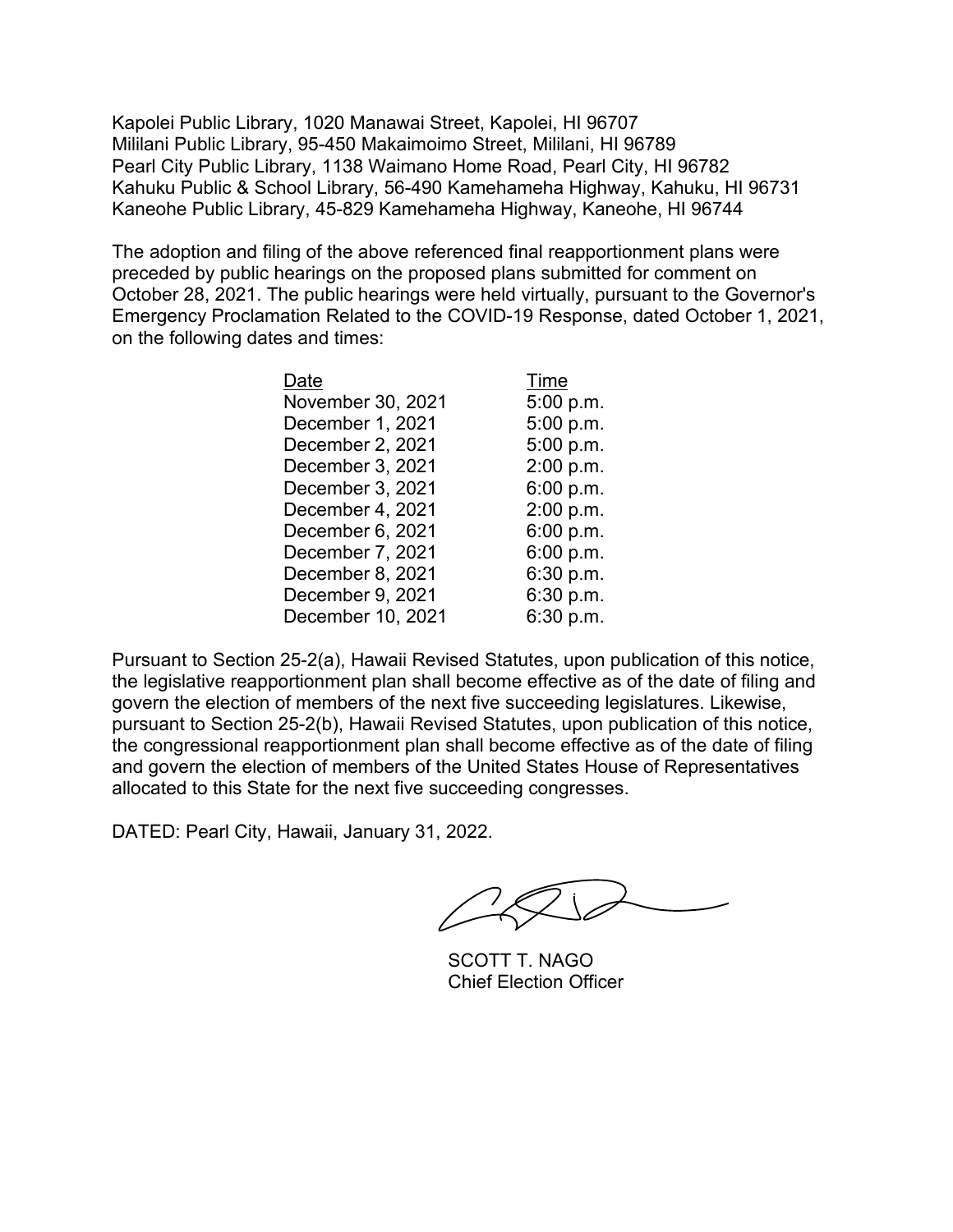Kapolei Public Library, 1020 Manawai Street, Kapolei, HI 96707
Mililani Public Library, 95-450 Makaimoimo Street, Mililani, HI 96789
Pearl City Public Library, 1138 Waimano Home Road, Pearl City, HI 96782
Kahuku Public & School Library, 56-490 Kamehameha Highway, Kahuku, HI 96731
Kaneohe Public Library, 45-829 Kamehameha Highway, Kaneohe, HI 96744

The adoption and filing of the above referenced final reapportionment plans were preceded by public hearings on the proposed plans submitted for comment on October 28, 2021. The public hearings were held virtually, pursuant to the Governor's Emergency Proclamation Related to the COVID-19 Response, dated October 1, 2021, on the following dates and times:

| Date | Time |
|---|---|
| November 30, 2021 | 5:00 p.m. |
| December 1, 2021 | 5:00 p.m. |
| December 2, 2021 | 5:00 p.m. |
| December 3, 2021 | 2:00 p.m. |
| December 3, 2021 | 6:00 p.m. |
| December 4, 2021 | 2:00 p.m. |
| December 6, 2021 | 6:00 p.m. |
| December 7, 2021 | 6:00 p.m. |
| December 8, 2021 | 6:30 p.m. |
| December 9, 2021 | 6:30 p.m. |
| December 10, 2021 | 6:30 p.m. |

Pursuant to Section 25-2(a), Hawaii Revised Statutes, upon publication of this notice, the legislative reapportionment plan shall become effective as of the date of filing and govern the election of members of the next five succeeding legislatures. Likewise, pursuant to Section 25-2(b), Hawaii Revised Statutes, upon publication of this notice, the congressional reapportionment plan shall become effective as of the date of filing and govern the election of members of the United States House of Representatives allocated to this State for the next five succeeding congresses.

DATED: Pearl City, Hawaii, January 31, 2022.

SCOTT T. NAGO
Chief Election Officer